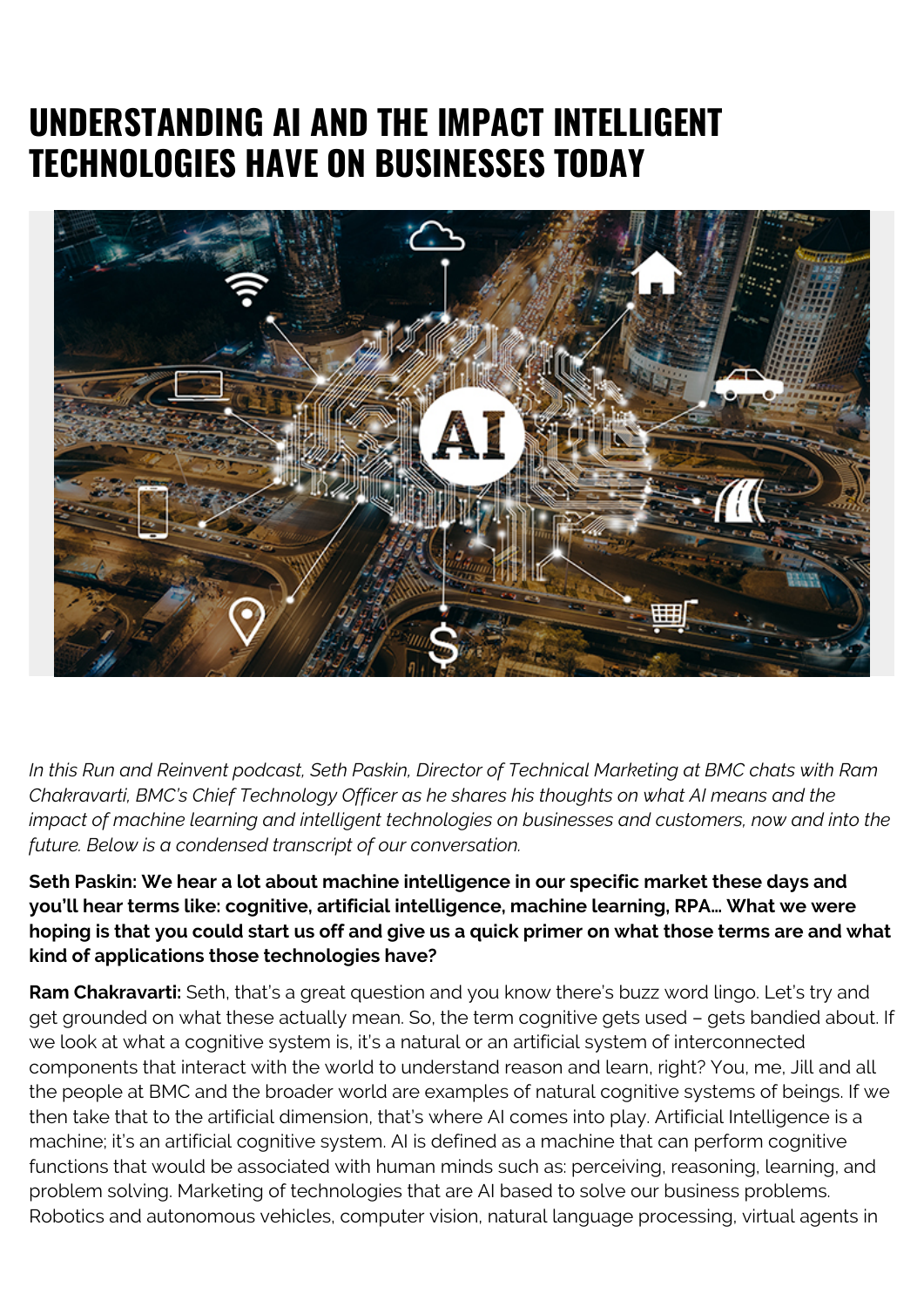# UNDERSTANDING AI AND THE IMPACT INTELLIGENT TECHNOLOGIES HAVE ON BUSINESSES TODAY

*In this Run and Reinvent podcast, Seth Paskin, Director of Technical Marketing at BMC chats with Ram Chakravarti, BMC's Chief Technology Officer as he shares his thoughts on what AI means and the impact of machine learning and intelligent technologies on businesses and customers, now and into the future. Below is a condensed transcript of our conversation.*

**Seth Paskin: We hear a lot about machine intelligence in our specific market these days and you'll hear terms like: cognitive, artificial intelligence, machine learning, RPA… What we were hoping is that you could start us off and give us a quick primer on what those terms are and what kind of applications those technologies have?**

**Ram Chakravarti:** Seth, that's a great question and you know there's buzz word lingo. Let's try and get grounded on what these actually mean. So, the term cognitive gets used – gets bandied about. If we look at what a cognitive system is, it's a natural or an artificial system of interconnected components that interact with the world to understand reason and learn, right? You, me, Jill and all the people at BMC and the broader world are examples of natural cognitive systems of beings. If we then take that to the artificial dimension, that's where AI comes into play. Artificial Intelligence is a machine; it's an artificial cognitive system. AI is defined as a machine that can perform cognitive functions that would be associated with human minds such as: perceiving, reasoning, learning, and problem solving. Marketing of technologies that are AI based to solve our business problems. Robotics and autonomous vehicles, computer vision, natural language processing, virtual agents in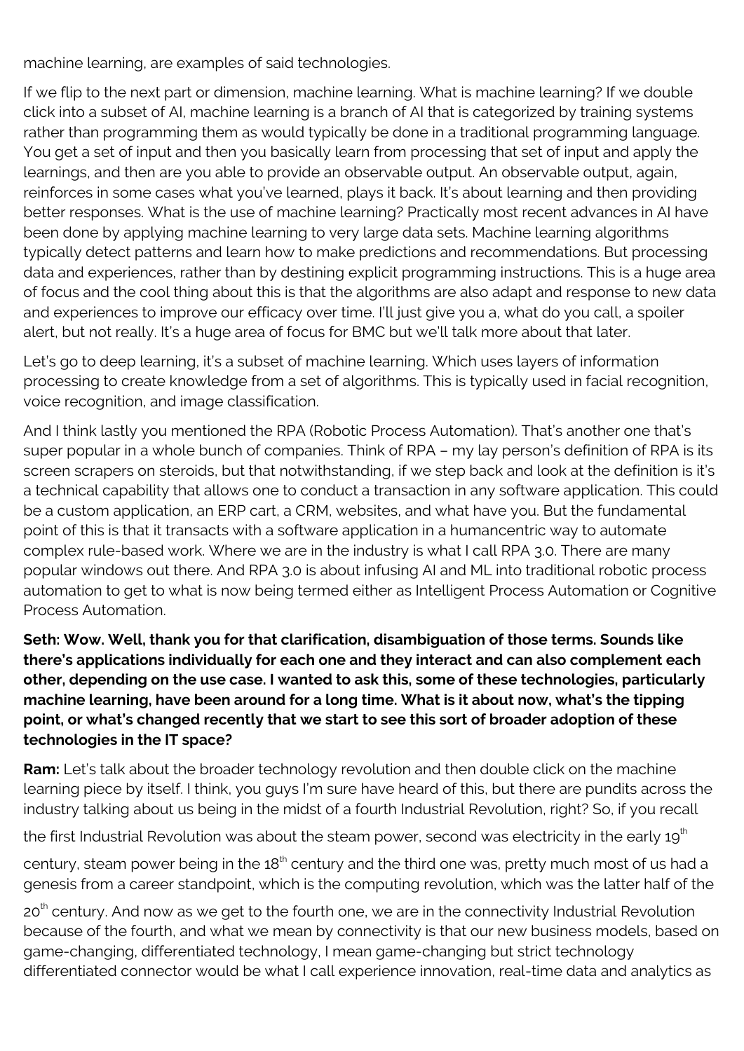machine learning, are examples of said technologies.

If we flip to the next part or dimension, machine learning. What is machine learning? If we double click into a subset of AI, machine learning is a branch of AI that is categorized by training systems rather than programming them as would typically be done in a traditional programming language. You get a set of input and then you basically learn from processing that set of input and apply the learnings, and then are you able to provide an observable output. An observable output, again, reinforces in some cases what you've learned, plays it back. It's about learning and then providing better responses. What is the use of machine learning? Practically most recent advances in AI have been done by applying machine learning to very large data sets. Machine learning algorithms typically detect patterns and learn how to make predictions and recommendations. But processing data and experiences, rather than by destining explicit programming instructions. This is a huge area of focus and the cool thing about this is that the algorithms are also adapt and response to new data and experiences to improve our efficacy over time. I'll just give you a, what do you call, a spoiler alert, but not really. It's a huge area of focus for BMC but we'll talk more about that later.

Let's go to deep learning, it's a subset of machine learning. Which uses layers of information processing to create knowledge from a set of algorithms. This is typically used in facial recognition, voice recognition, and image classification.

And I think lastly you mentioned the RPA (Robotic Process Automation). That's another one that's super popular in a whole bunch of companies. Think of RPA – my lay person's definition of RPA is its screen scrapers on steroids, but that notwithstanding, if we step back and look at the definition is it's a technical capability that allows one to conduct a transaction in any software application. This could be a custom application, an ERP cart, a CRM, websites, and what have you. But the fundamental point of this is that it transacts with a software application in a humancentric way to automate complex rule-based work. Where we are in the industry is what I call RPA 3.0. There are many popular windows out there. And RPA 3.0 is about infusing AI and ML into traditional robotic process automation to get to what is now being termed either as Intelligent Process Automation or Cognitive Process Automation.

**Seth: Wow. Well, thank you for that clarification, disambiguation of those terms. Sounds like there's applications individually for each one and they interact and can also complement each other, depending on the use case. I wanted to ask this, some of these technologies, particularly machine learning, have been around for a long time. What is it about now, what's the tipping point, or what's changed recently that we start to see this sort of broader adoption of these technologies in the IT space?**

**Ram:** Let's talk about the broader technology revolution and then double click on the machine learning piece by itself. I think, you guys I'm sure have heard of this, but there are pundits across the industry talking about us being in the midst of a fourth Industrial Revolution, right? So, if you recall the first Industrial Revolution was about the steam power, second was electricity in the early 19th century, steam power being in the 18th century and the third one was, pretty much most of us had a genesis from a career standpoint, which is the computing revolution, which was the latter half of the 20th century. And now as we get to the fourth one, we are in the connectivity Industrial Revolution because of the fourth, and what we mean by connectivity is that our new business models, based on game-changing, differentiated technology, I mean game-changing but strict technology differentiated connector would be what I call experience innovation, real-time data and analytics as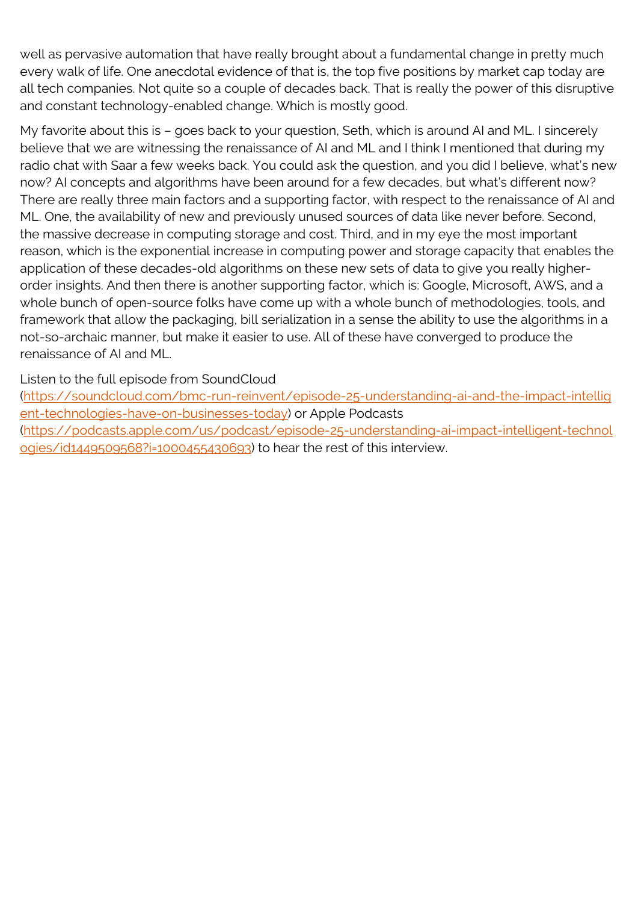well as pervasive automation that have really brought about a fundamental change in pretty much every walk of life. One anecdotal evidence of that is, the top five positions by market cap today are all tech companies. Not quite so a couple of decades back. That is really the power of this disruptive and constant technology-enabled change. Which is mostly good.

My favorite about this is – goes back to your question, Seth, which is around AI and ML. I sincerely believe that we are witnessing the renaissance of AI and ML and I think I mentioned that during my radio chat with Saar a few weeks back. You could ask the question, and you did I believe, what's new now? AI concepts and algorithms have been around for a few decades, but what's different now? There are really three main factors and a supporting factor, with respect to the renaissance of AI and ML. One, the availability of new and previously unused sources of data like never before. Second, the massive decrease in computing storage and cost. Third, and in my eye the most important reason, which is the exponential increase in computing power and storage capacity that enables the application of these decades-old algorithms on these new sets of data to give you really higher-order insights. And then there is another supporting factor, which is: Google, Microsoft, AWS, and a whole bunch of open-source folks have come up with a whole bunch of methodologies, tools, and framework that allow the packaging, bill serialization in a sense the ability to use the algorithms in a not-so-archaic manner, but make it easier to use. All of these have converged to produce the renaissance of AI and ML.

Listen to the full episode from SoundCloud ([https://soundcloud.com/bmc-run-reinvent/episode-25-understanding-ai-and-the-impact-intelligent-technologies-have-on-businesses-today](https://soundcloud.com/bmc-run-reinvent/episode-25-understanding-ai-and-the-impact-intelligent-technologies-have-on-businesses-today)) or Apple Podcasts ([https://podcasts.apple.com/us/podcast/episode-25-understanding-ai-impact-intelligent-technologies/id1449509568?i=1000455430693](https://podcasts.apple.com/us/podcast/episode-25-understanding-ai-impact-intelligent-technologies/id1449509568?i=1000455430693)) to hear the rest of this interview.